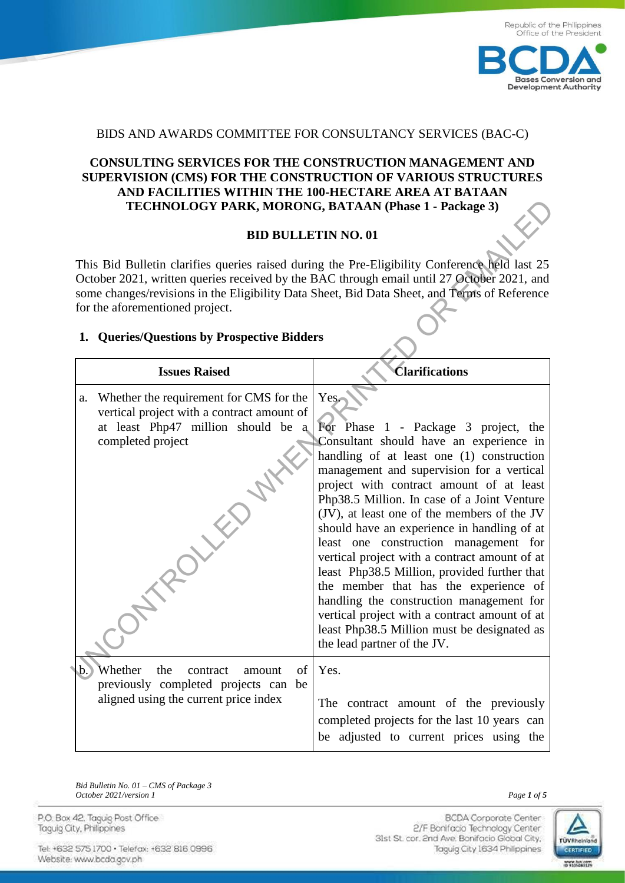BIDS AND AWARDS COMMITTEE FOR CONSULTANCY SERVICES (BAC-C)

**CONSULTING SERVICES FOR THE CONSTRUCTION MANAGEMENT AND SUPERVISION (CMS) FOR THE CONSTRUCTION OF VARIOUS STRUCTURES AND FACILITIES WITHIN THE 100-HECTARE AREA AT BATAAN TECHNOLOGY PARK, MORONG, BATAAN (Phase 1 - Package 3)**

**BID BULLETIN NO. 01**

This Bid Bulletin clarifies queries raised during the Pre-Eligibility Conference held last 25 October 2021, written queries received by the BAC through email until 27 October 2021, and some changes/revisions in the Eligibility Data Sheet, Bid Data Sheet, and Terms of Reference for the aforementioned project.

## 1. Queries/Questions by Prospective Bidders

| Issues Raised | Clarifications |
|---|---|
| a. Whether the requirement for CMS for the vertical project with a contract amount of at least Php47 million should be a completed project | Yes.<br><br>For Phase 1 - Package 3 project, the Consultant should have an experience in handling of at least one (1) construction management and supervision for a vertical project with contract amount of at least Php38.5 Million. In case of a Joint Venture (JV), at least one of the members of the JV should have an experience in handling of at least one construction management for vertical project with a contract amount of at least Php38.5 Million, provided further that the member that has the experience of handling the construction management for vertical project with a contract amount of at least Php38.5 Million must be designated as the lead partner of the JV. |
| b. Whether the contract amount of previously completed projects can be aligned using the current price index | Yes.<br><br>The contract amount of the previously completed projects for the last 10 years can be adjusted to current prices using the |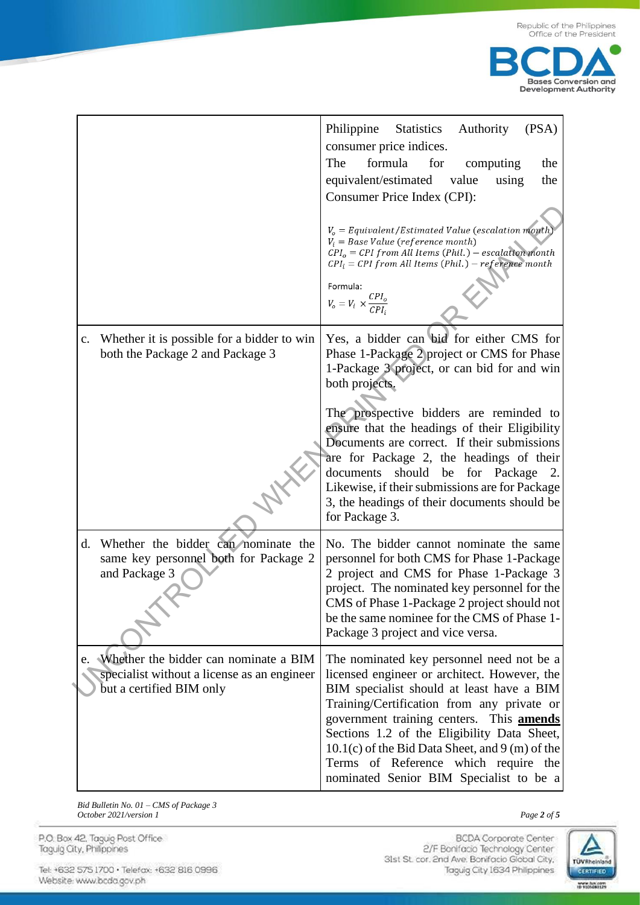| | |
|---|---|
| | Philippine Statistics Authority (PSA) consumer price indices.<br>The formula for computing the equivalent/estimated value using the Consumer Price Index (CPI):<br><br>$V_o = Equivalent/Estimated\ Value\ (escalation\ month)$<br>$V_i = Base\ Value\ (reference\ month)$<br>$CPI_o = CPI\ from\ All\ Items\ (Phil.) - escalation\ month$<br>$CPI_i = CPI\ from\ All\ Items\ (Phil.) - reference\ month$<br><br>Formula:<br>$V_o = V_i \times \frac{CPI_o}{CPI_i}$ |
| c. Whether it is possible for a bidder to win both the Package 2 and Package 3 | Yes, a bidder can bid for either CMS for Phase 1-Package 2 project or CMS for Phase 1-Package 3 project, or can bid for and win both projects.<br><br>The prospective bidders are reminded to ensure that the headings of their Eligibility Documents are correct. If their submissions are for Package 2, the headings of their documents should be for Package 2. Likewise, if their submissions are for Package 3, the headings of their documents should be for Package 3. |
| d. Whether the bidder can nominate the same key personnel both for Package 2 and Package 3 | No. The bidder cannot nominate the same personnel for both CMS for Phase 1-Package 2 project and CMS for Phase 1-Package 3 project. The nominated key personnel for the CMS of Phase 1-Package 2 project should not be the same nominee for the CMS of Phase 1-Package 3 project and vice versa. |
| e. Whether the bidder can nominate a BIM specialist without a license as an engineer but a certified BIM only | The nominated key personnel need not be a licensed engineer or architect. However, the BIM specialist should at least have a BIM Training/Certification from any private or government training centers. This **amends** Sections 1.2 of the Eligibility Data Sheet, 10.1(c) of the Bid Data Sheet, and 9 (m) of the Terms of Reference which require the nominated Senior BIM Specialist to be a |

*Bid Bulletin No. 01 – CMS of Package 3*
*October 2021/version 1*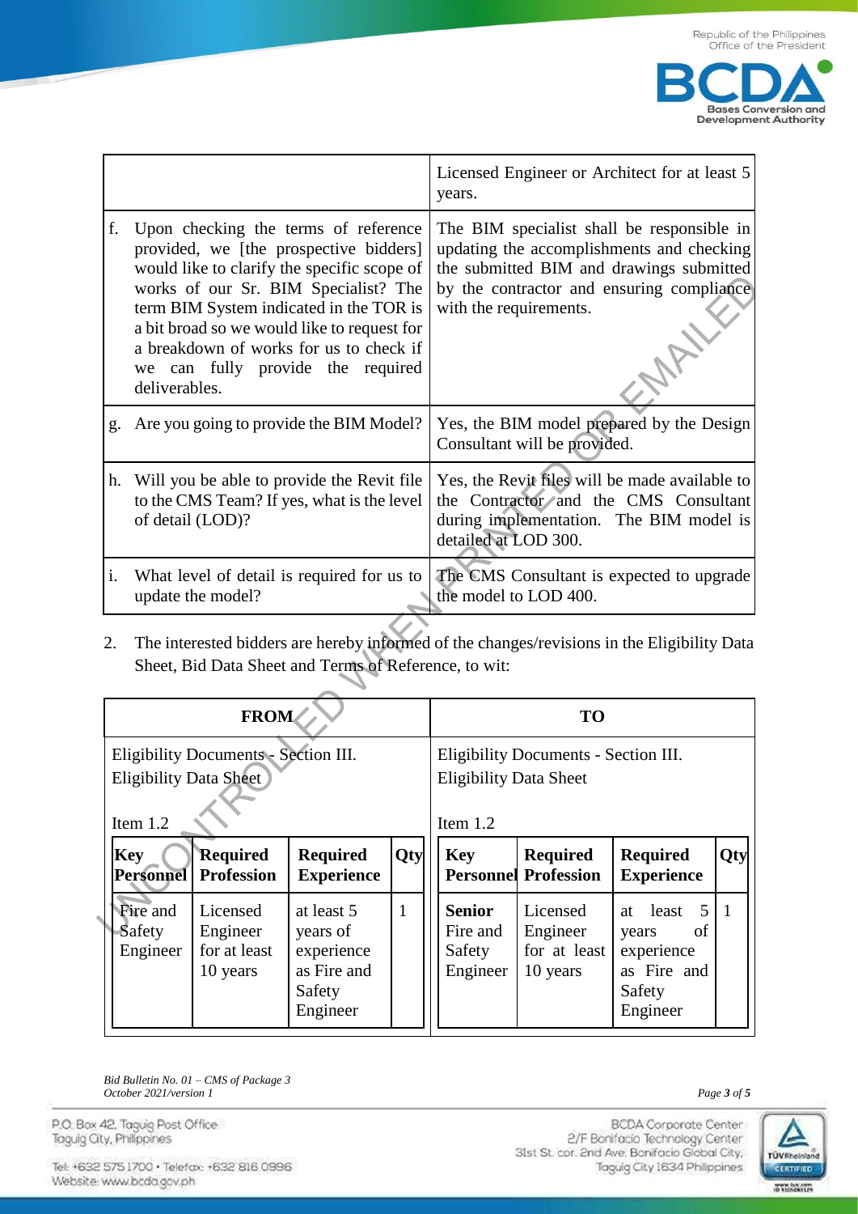| | |
|---|---|
| | Licensed Engineer or Architect for at least 5 years. |
| f. Upon checking the terms of reference provided, we [the prospective bidders] would like to clarify the specific scope of works of our Sr. BIM Specialist? The term BIM System indicated in the TOR is a bit broad so we would like to request for a breakdown of works for us to check if we can fully provide the required deliverables. | The BIM specialist shall be responsible in updating the accomplishments and checking the submitted BIM and drawings submitted by the contractor and ensuring compliance with the requirements. |
| g. Are you going to provide the BIM Model? | Yes, the BIM model prepared by the Design Consultant will be provided. |
| h. Will you be able to provide the Revit file to the CMS Team? If yes, what is the level of detail (LOD)? | Yes, the Revit files will be made available to the Contractor and the CMS Consultant during implementation. The BIM model is detailed at LOD 300. |
| i. What level of detail is required for us to update the model? | The CMS Consultant is expected to upgrade the model to LOD 400. |

2. The interested bidders are hereby informed of the changes/revisions in the Eligibility Data Sheet, Bid Data Sheet and Terms of Reference, to wit:

| FROM | TO |
|---|---|
| Eligibility Documents - Section III. Eligibility Data Sheet<br><br>Item 1.2 | Eligibility Documents - Section III. Eligibility Data Sheet<br><br>Item 1.2 |

**FROM:**

| Key Personnel | Required Profession | Required Experience | Qty |
|---|---|---|---|
| Fire and Safety Engineer | Licensed Engineer for at least 10 years | at least 5 years of experience as Fire and Safety Engineer | 1 |

**TO:**

| Key Personnel | Required Profession | Required Experience | Qty |
|---|---|---|---|
| **Senior** Fire and Safety Engineer | Licensed Engineer for at least 10 years | at least 5 years of experience as Fire and Safety Engineer | 1 |

*Bid Bulletin No. 01 – CMS of Package 3*
*October 2021/version 1*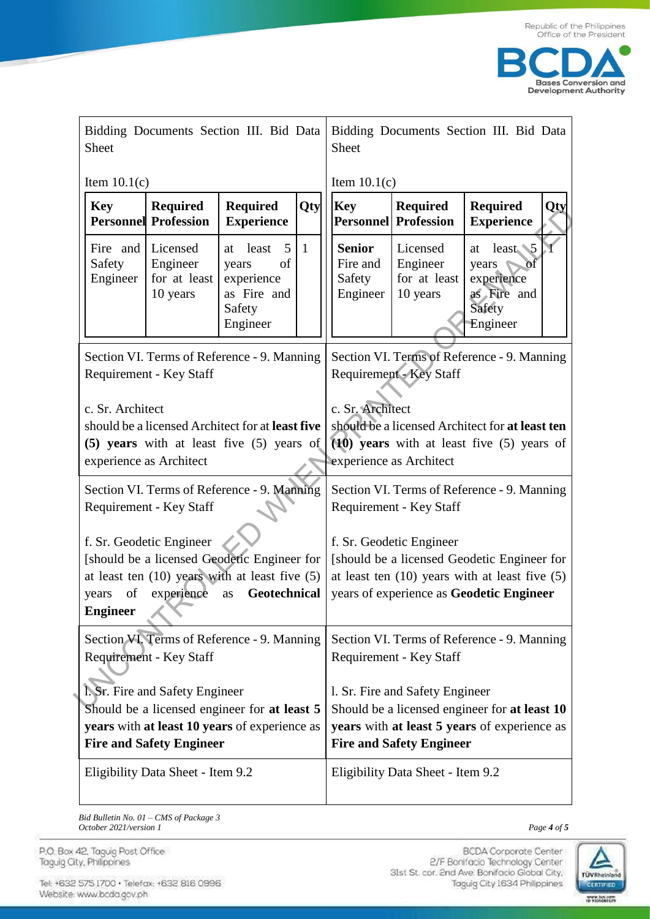<table>
<tr>
<td>

Bidding Documents Section III. Bid Data Sheet

Item 10.1(c)

| Key Personnel | Required Profession | Required Experience | Qty |
|---|---|---|---|
| Fire and Safety Engineer | Licensed Engineer for at least 10 years | at least 5 years of experience as Fire and Safety Engineer | 1 |

</td>
<td>

Bidding Documents Section III. Bid Data Sheet

Item 10.1(c)

| Key Personnel | Required Profession | Required Experience | Qty |
|---|---|---|---|
| **Senior** Fire and Safety Engineer | Licensed Engineer for at least 10 years | at least 5 years of experience as Fire and Safety Engineer | 1 |

</td>
</tr>
<tr>
<td>

Section VI. Terms of Reference - 9. Manning Requirement - Key Staff

c. Sr. Architect
should be a licensed Architect for at **least five (5) years** with at least five (5) years of experience as Architect

</td>
<td>

Section VI. Terms of Reference - 9. Manning Requirement - Key Staff

c. Sr. Architect
should be a licensed Architect for **at least ten (10) years** with at least five (5) years of experience as Architect

</td>
</tr>
<tr>
<td>

Section VI. Terms of Reference - 9. Manning Requirement - Key Staff

f. Sr. Geodetic Engineer
[should be a licensed Geodetic Engineer for at least ten (10) years with at least five (5) years of experience as **Geotechnical Engineer**

</td>
<td>

Section VI. Terms of Reference - 9. Manning Requirement - Key Staff

f. Sr. Geodetic Engineer
[should be a licensed Geodetic Engineer for at least ten (10) years with at least five (5) years of experience as **Geodetic Engineer**

</td>
</tr>
<tr>
<td>

Section VI. Terms of Reference - 9. Manning Requirement - Key Staff

l. Sr. Fire and Safety Engineer
Should be a licensed engineer for **at least 5 years** with **at least 10 years** of experience as **Fire and Safety Engineer**

</td>
<td>

Section VI. Terms of Reference - 9. Manning Requirement - Key Staff

l. Sr. Fire and Safety Engineer
Should be a licensed engineer for **at least 10 years** with **at least 5 years** of experience as **Fire and Safety Engineer**

</td>
</tr>
<tr>
<td>

Eligibility Data Sheet - Item 9.2

</td>
<td>

Eligibility Data Sheet - Item 9.2

</td>
</tr>
</table>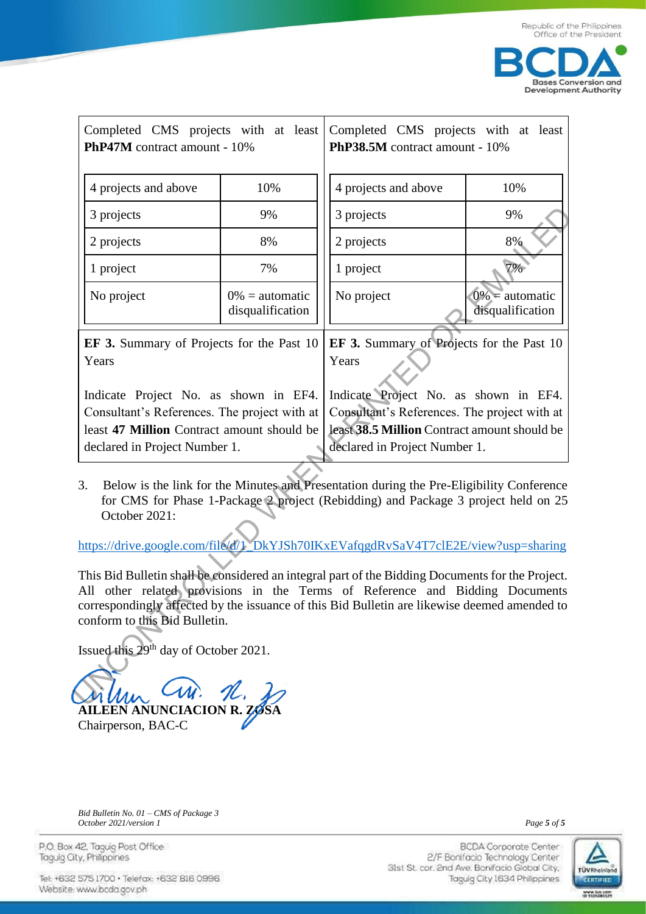| | |
|---|---|
| Completed CMS projects with at least **PhP47M** contract amount - 10%<br><br>4 projects and above: 10%<br>3 projects: 9%<br>2 projects: 8%<br>1 project: 7%<br>No project: 0% = automatic disqualification | Completed CMS projects with at least **PhP38.5M** contract amount - 10%<br><br>4 projects and above: 10%<br>3 projects: 9%<br>2 projects: 8%<br>1 project: 7%<br>No project: 0% = automatic disqualification |
| **EF 3.** Summary of Projects for the Past 10 Years<br><br>Indicate Project No. as shown in EF4. Consultant's References. The project with at least **47 Million** Contract amount should be declared in Project Number 1. | **EF 3.** Summary of Projects for the Past 10 Years<br><br>Indicate Project No. as shown in EF4. Consultant's References. The project with at least **38.5 Million** Contract amount should be declared in Project Number 1. |

3. Below is the link for the Minutes and Presentation during the Pre-Eligibility Conference for CMS for Phase 1-Package 2 project (Rebidding) and Package 3 project held on 25 October 2021:

https://drive.google.com/file/d/1_DkYJSh70IKxEVafqgdRvSaV4T7clE2E/view?usp=sharing

This Bid Bulletin shall be considered an integral part of the Bidding Documents for the Project. All other related provisions in the Terms of Reference and Bidding Documents correspondingly affected by the issuance of this Bid Bulletin are likewise deemed amended to conform to this Bid Bulletin.

Issued this 29th day of October 2021.

**AILEEN ANUNCIACION R. ZOSA**
Chairperson, BAC-C